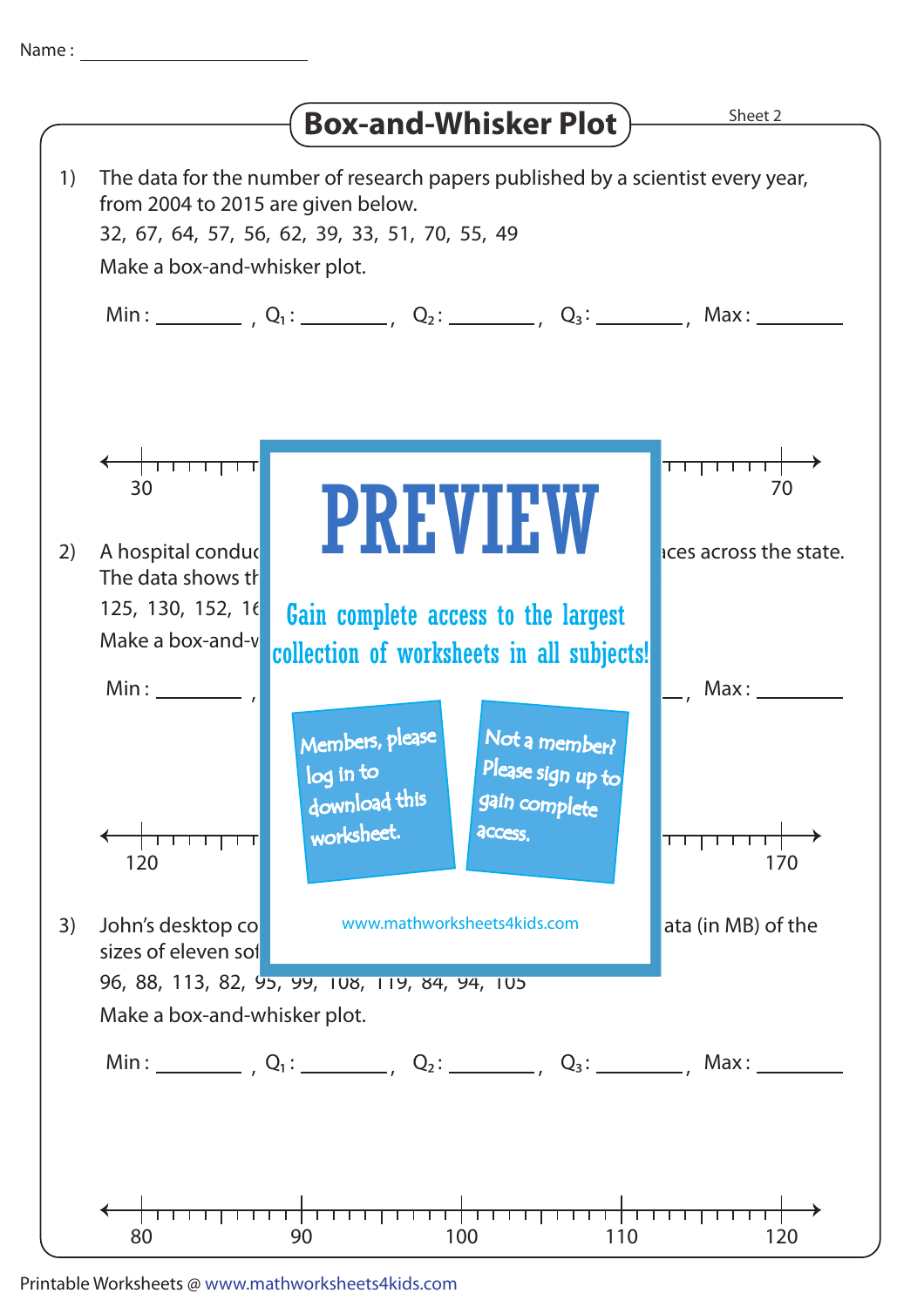Name : ____________________

# Box-and-Whisker Plot

Sheet 2

1) The data for the number of research papers published by a scientist every year, from 2004 to 2015 are given below.

32, 67, 64, 57, 56, 62, 39, 33, 51, 70, 55, 49

Make a box-and-whisker plot.

Min : ________ , $Q_1$ : ________ , $Q_2$ : ________ , $Q_3$ : ________ , Max : ________

30 70

PREVIEW

Gain complete access to the largest collection of worksheets in all subjects!

Members, please log in to download this worksheet.

Not a member? Please sign up to gain complete access.

www.mathworksheets4kids.com

2) A hospital conduc ... ices across the state.
The data shows th

125, 130, 152, 16

Make a box-and-v

Min : ________ , ... , Max : ________

120 170

3) John's desktop co ... ata (in MB) of the sizes of eleven sof

96, 88, 113, 82, 95, 99, 108, 119, 84, 94, 105

Make a box-and-whisker plot.

Min : ________ , $Q_1$ : ________ , $Q_2$ : ________ , $Q_3$ : ________ , Max : ________

80 90 100 110 120

Printable Worksheets @ www.mathworksheets4kids.com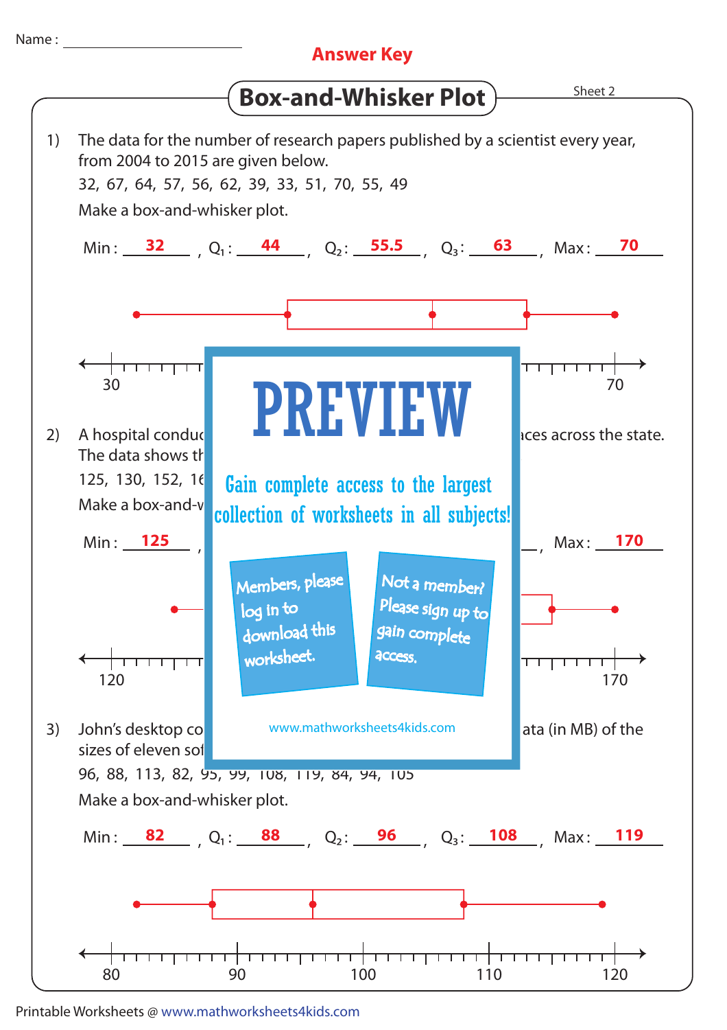Name : ____________________

**Answer Key**

# Box-and-Whisker Plot

Sheet 2

1) The data for the number of research papers published by a scientist every year, from 2004 to 2015 are given below.

   32, 67, 64, 57, 56, 62, 39, 33, 51, 70, 55, 49

   Make a box-and-whisker plot.

   Min : **32** , $Q_1$ : **44** , $Q_2$ : **55.5** , $Q_3$ : **63** , Max : **70**

   30

   70

2) A hospital conduc ... ces across the state.

   The data shows th

   125, 130, 152, 16

   Make a box-and-v

   Min : **125** , ... Max : **170**

   120

   170

**PREVIEW**

Gain complete access to the largest collection of worksheets in all subjects!

Members, please log in to download this worksheet.

Not a member? Please sign up to gain complete access.

www.mathworksheets4kids.com

3) John's desktop co ... ata (in MB) of the sizes of eleven sof

   96, 88, 113, 82, 95, 99, 108, 119, 84, 94, 105

   Make a box-and-whisker plot.

   Min : **82** , $Q_1$ : **88** , $Q_2$ : **96** , $Q_3$ : **108** , Max : **119**

   80 90 100 110 120

Printable Worksheets @ www.mathworksheets4kids.com